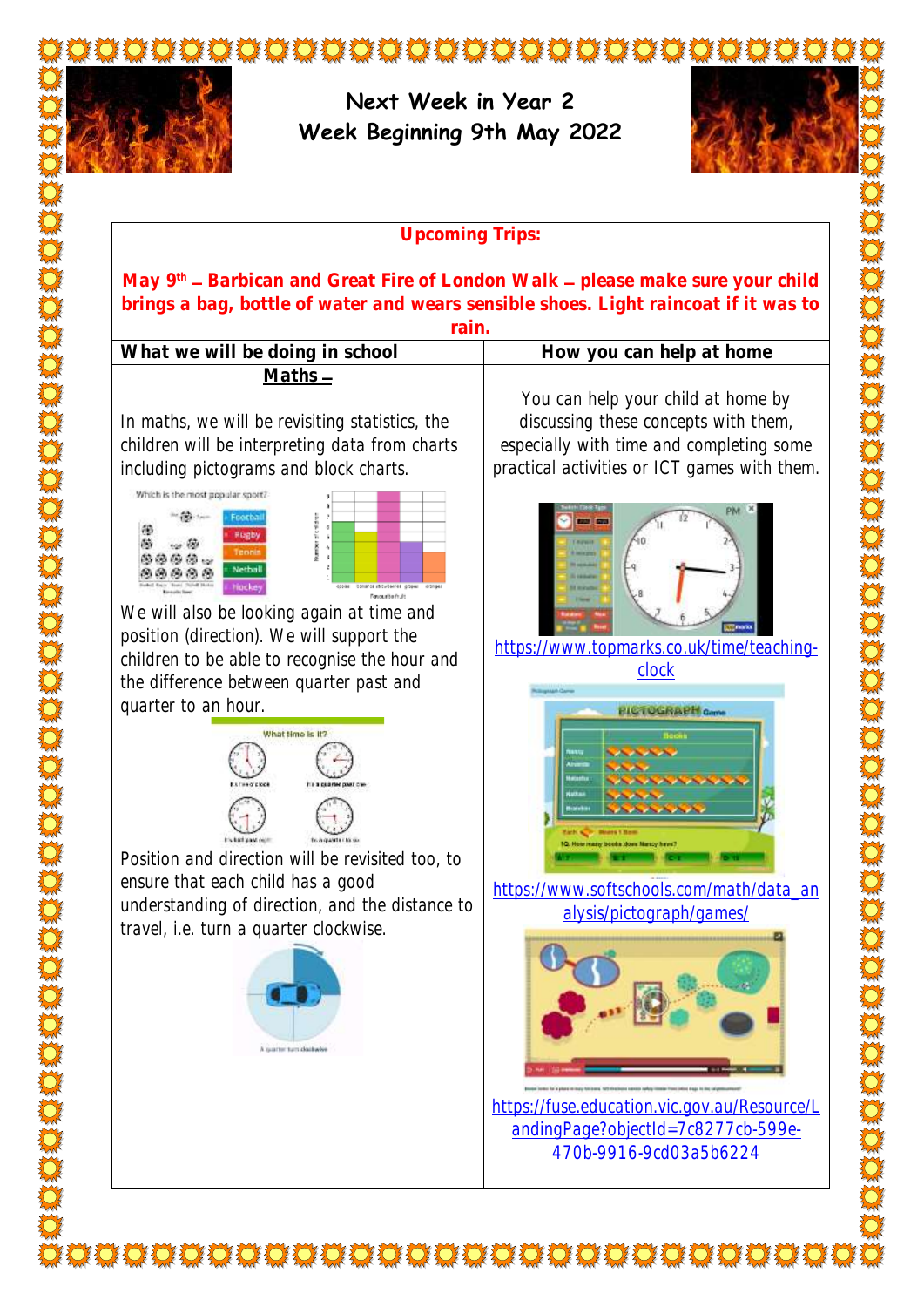# Next Week in Year 2
## Week Beginning 9th May 2022

**Upcoming Trips:**

**May 9th – Barbican and Great Fire of London Walk – please make sure your child brings a bag, bottle of water and wears sensible shoes. Light raincoat if it was to rain.**

| What we will be doing in school | How you can help at home |
| --- | --- |
| **Maths –** In maths, we will be revisiting statistics, the children will be interpreting data from charts including pictograms and block charts. We will also be looking again at time and position (direction). We will support the children to be able to recognise the hour and the difference between quarter past and quarter to an hour. Position and direction will be revisited too, to ensure that each child has a good understanding of direction, and the distance to travel, i.e. turn a quarter clockwise. | You can help your child at home by discussing these concepts with them, especially with time and completing some practical activities or ICT games with them. https://www.topmarks.co.uk/time/teaching-clock https://www.softschools.com/math/data_analysis/pictograph/games/ https://fuse.education.vic.gov.au/Resource/LandingPage?objectId=7c8277cb-599e-470b-9916-9cd03a5b6224 |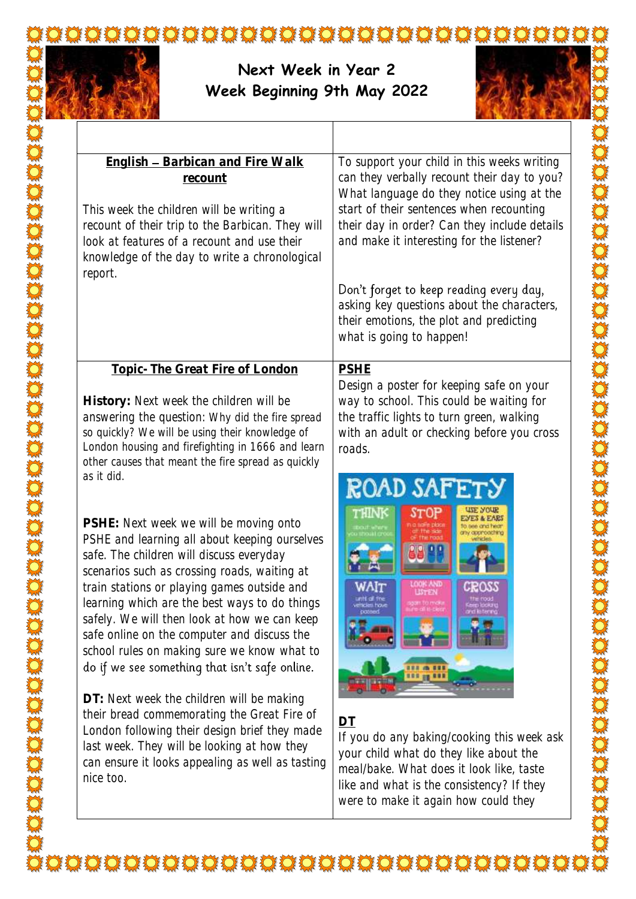# Next Week in Year 2
## Week Beginning 9th May 2022

| | |
|---|---|
| **English – Barbican and Fire Walk recount**<br><br>This week the children will be writing a recount of their trip to the Barbican. They will look at features of a recount and use their knowledge of the day to write a chronological report. | To support your child in this weeks writing can they verbally recount their day to you? What language do they notice using at the start of their sentences when recounting their day in order? Can they include details and make it interesting for the listener?<br><br>Don't forget to keep reading every day, asking key questions about the characters, their emotions, the plot and predicting what is going to happen! |
| **Topic- The Great Fire of London**<br><br>**History:** Next week the children will be answering the question: Why did the fire spread so quickly? We will be using their knowledge of London housing and firefighting in 1666 and learn other causes that meant the fire spread as quickly as it did.<br><br>**PSHE:** Next week we will be moving onto PSHE and learning all about keeping ourselves safe. The children will discuss everyday scenarios such as crossing roads, waiting at train stations or playing games outside and learning which are the best ways to do things safely. We will then look at how we can keep safe online on the computer and discuss the school rules on making sure we know what to do if we see something that isn't safe online.<br><br>**DT:** Next week the children will be making their bread commemorating the Great Fire of London following their design brief they made last week. They will be looking at how they can ensure it looks appealing as well as tasting nice too. | **PSHE**<br>Design a poster for keeping safe on your way to school. This could be waiting for the traffic lights to turn green, walking with an adult or checking before you cross roads.<br><br>**DT**<br>If you do any baking/cooking this week ask your child what do they like about the meal/bake. What does it look like, taste like and what is the consistency? If they were to make it again how could they |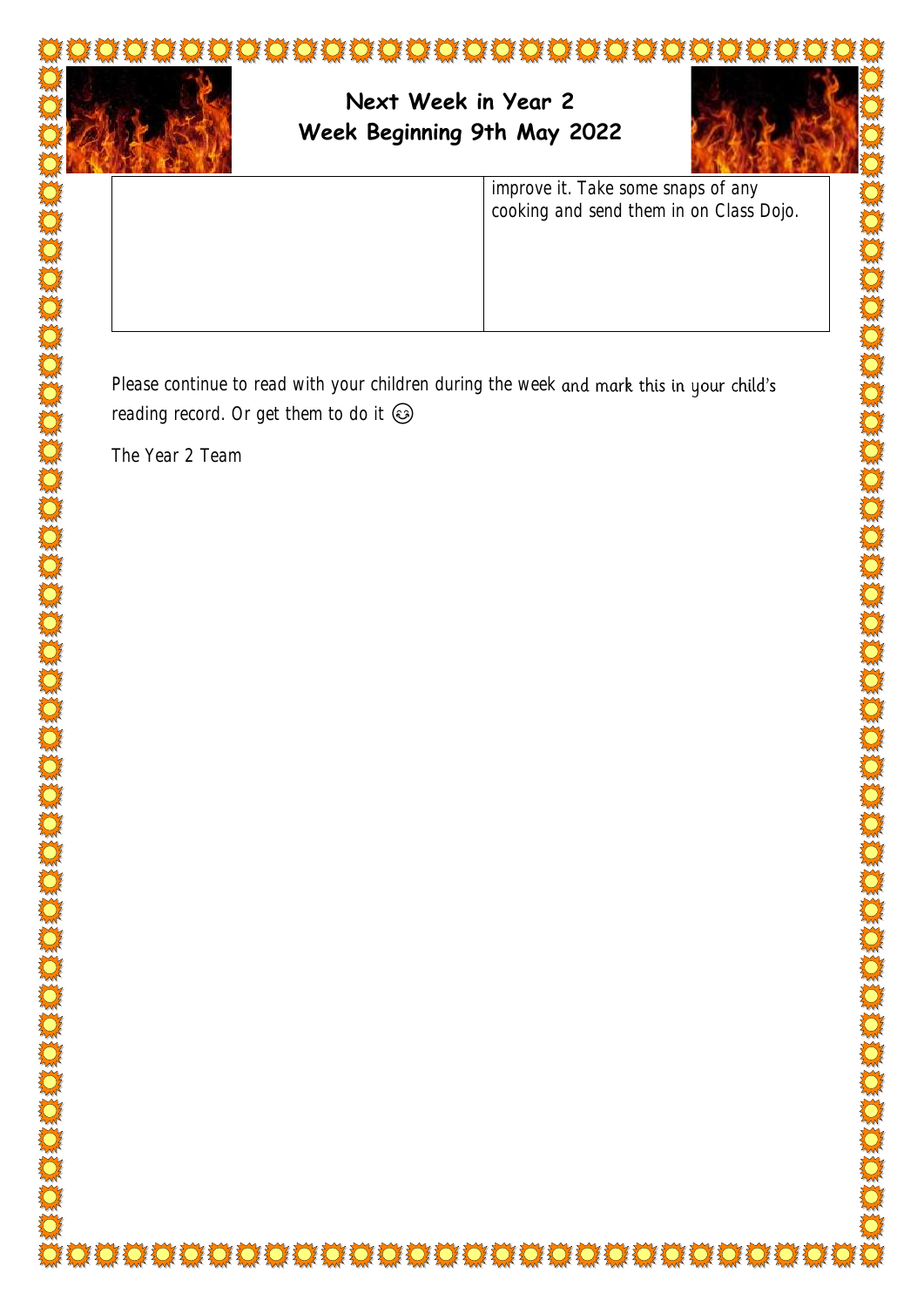# Next Week in Year 2
## Week Beginning 9th May 2022

| | |
|---|---|
| | improve it. Take some snaps of any cooking and send them in on Class Dojo. |

Please continue to read with your children during the week and mark this in your child's reading record. Or get them to do it 😉

The Year 2 Team